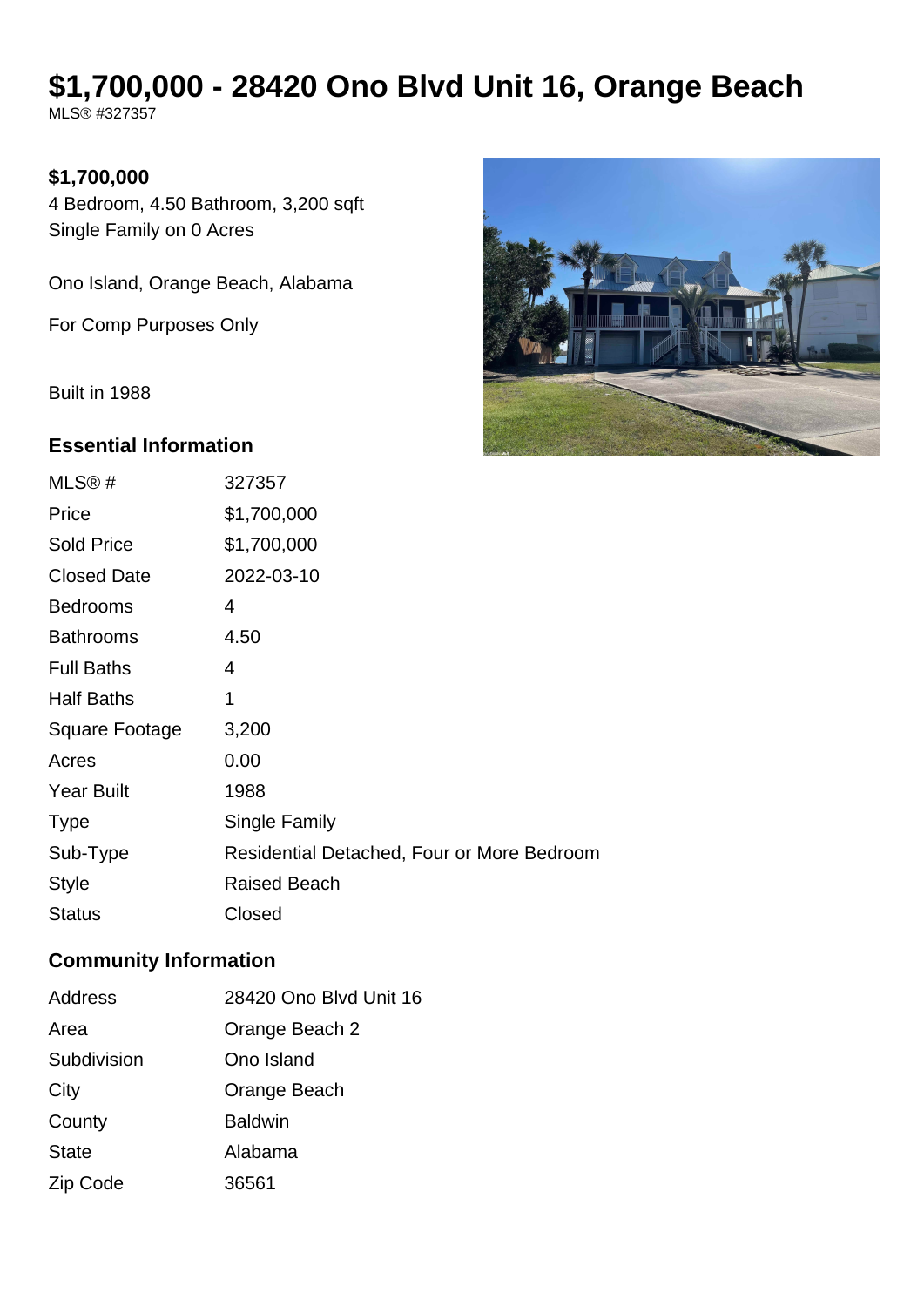# $1,700,000 - 28420 Ono Blvd Unit 16, Orange Beach

MLS® #327357

**$1,700,000**

4 Bedroom, 4.50 Bathroom, 3,200 sqft

Single Family on 0 Acres

Ono Island, Orange Beach, Alabama

For Comp Purposes Only

Built in 1988

## Essential Information

| | |
|---|---|
| MLS® # | 327357 |
| Price | $1,700,000 |
| Sold Price | $1,700,000 |
| Closed Date | 2022-03-10 |
| Bedrooms | 4 |
| Bathrooms | 4.50 |
| Full Baths | 4 |
| Half Baths | 1 |
| Square Footage | 3,200 |
| Acres | 0.00 |
| Year Built | 1988 |
| Type | Single Family |
| Sub-Type | Residential Detached, Four or More Bedroom |
| Style | Raised Beach |
| Status | Closed |

## Community Information

| | |
|---|---|
| Address | 28420 Ono Blvd Unit 16 |
| Area | Orange Beach 2 |
| Subdivision | Ono Island |
| City | Orange Beach |
| County | Baldwin |
| State | Alabama |
| Zip Code | 36561 |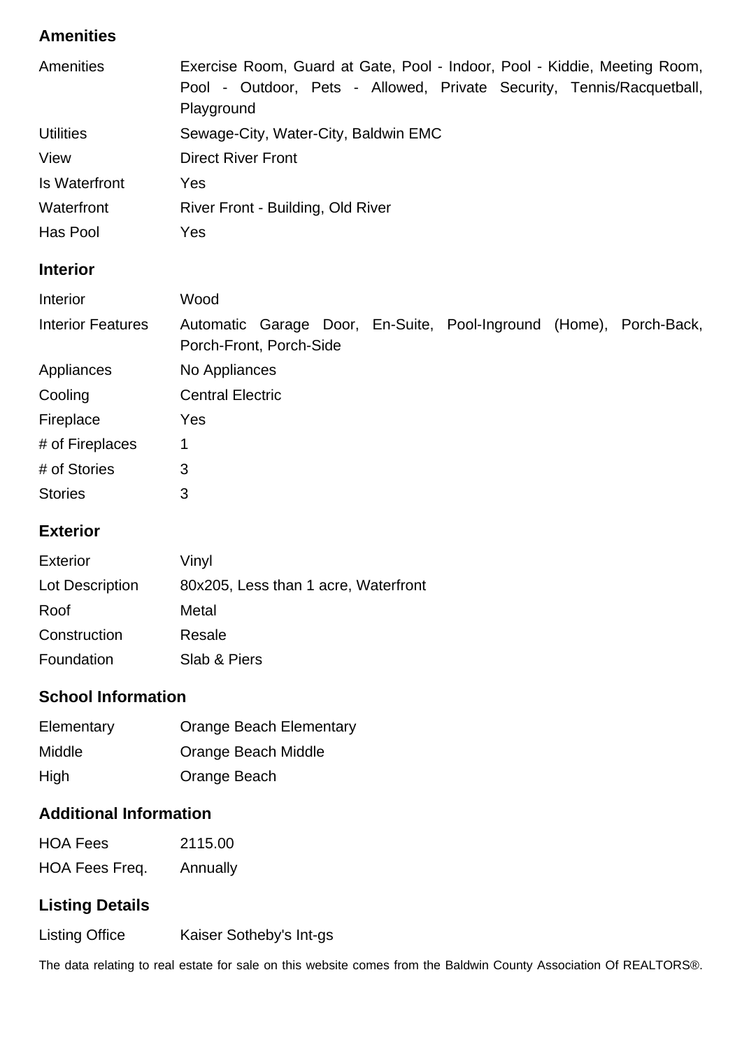## Amenities

| | |
|---|---|
| Amenities | Exercise Room, Guard at Gate, Pool - Indoor, Pool - Kiddie, Meeting Room, Pool - Outdoor, Pets - Allowed, Private Security, Tennis/Racquetball, Playground |
| Utilities | Sewage-City, Water-City, Baldwin EMC |
| View | Direct River Front |
| Is Waterfront | Yes |
| Waterfront | River Front - Building, Old River |
| Has Pool | Yes |

## Interior

| | |
|---|---|
| Interior | Wood |
| Interior Features | Automatic Garage Door, En-Suite, Pool-Inground (Home), Porch-Back, Porch-Front, Porch-Side |
| Appliances | No Appliances |
| Cooling | Central Electric |
| Fireplace | Yes |
| # of Fireplaces | 1 |
| # of Stories | 3 |
| Stories | 3 |

## Exterior

| | |
|---|---|
| Exterior | Vinyl |
| Lot Description | 80x205, Less than 1 acre, Waterfront |
| Roof | Metal |
| Construction | Resale |
| Foundation | Slab & Piers |

## School Information

| | |
|---|---|
| Elementary | Orange Beach Elementary |
| Middle | Orange Beach Middle |
| High | Orange Beach |

## Additional Information

| | |
|---|---|
| HOA Fees | 2115.00 |
| HOA Fees Freq. | Annually |

## Listing Details

| | |
|---|---|
| Listing Office | Kaiser Sotheby's Int-gs |

The data relating to real estate for sale on this website comes from the Baldwin County Association Of REALTORS®.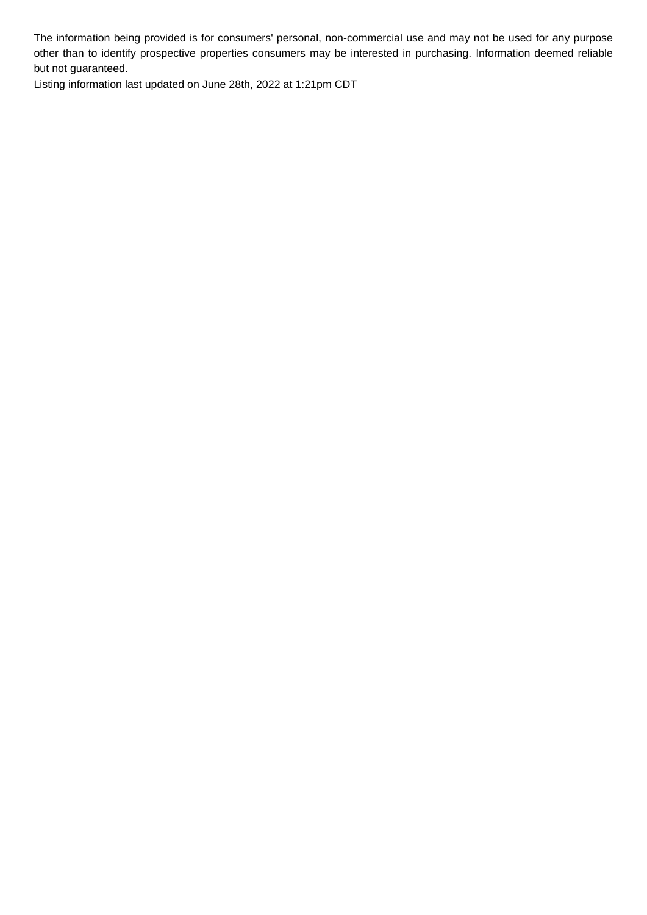The information being provided is for consumers' personal, non-commercial use and may not be used for any purpose other than to identify prospective properties consumers may be interested in purchasing. Information deemed reliable but not guaranteed.

Listing information last updated on June 28th, 2022 at 1:21pm CDT